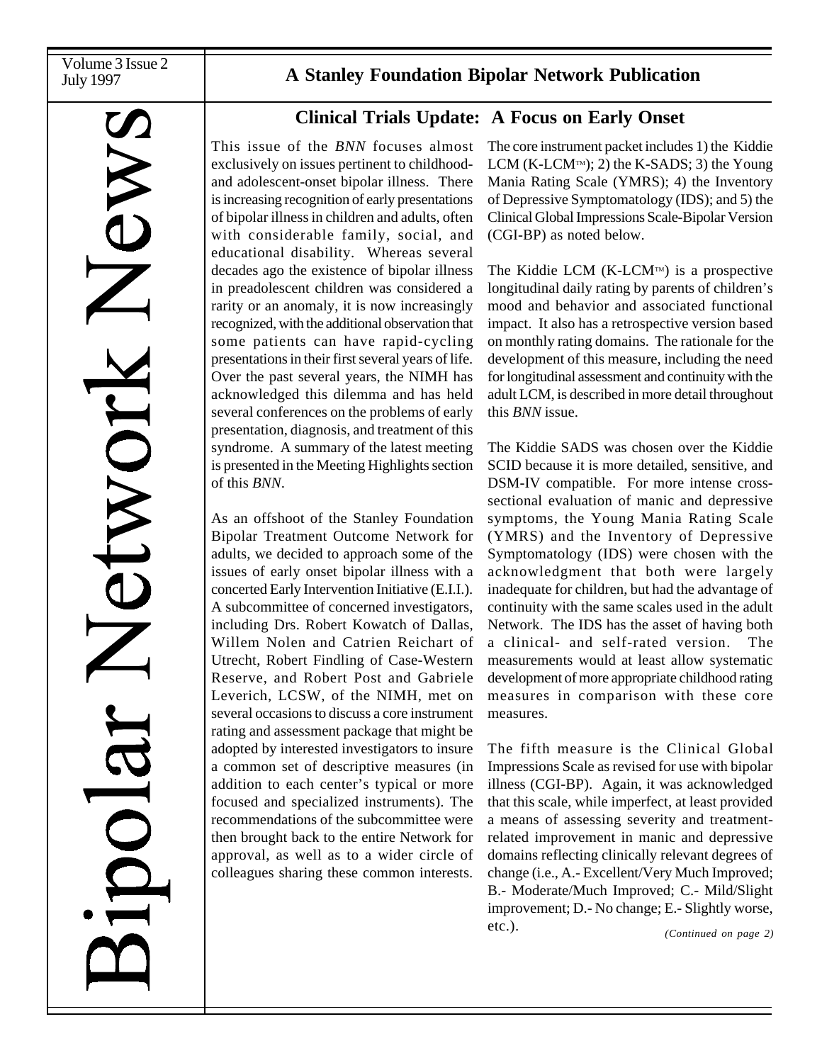# Bipolar Network News

Volume 3 Issue 2
July 1997

**A Stanley Foundation Bipolar Network Publication**

## Clinical Trials Update: A Focus on Early Onset

This issue of the *BNN* focuses almost exclusively on issues pertinent to childhood- and adolescent-onset bipolar illness. There is increasing recognition of early presentations of bipolar illness in children and adults, often with considerable family, social, and educational disability. Whereas several decades ago the existence of bipolar illness in preadolescent children was considered a rarity or an anomaly, it is now increasingly recognized, with the additional observation that some patients can have rapid-cycling presentations in their first several years of life. Over the past several years, the NIMH has acknowledged this dilemma and has held several conferences on the problems of early presentation, diagnosis, and treatment of this syndrome. A summary of the latest meeting is presented in the Meeting Highlights section of this *BNN*.

As an offshoot of the Stanley Foundation Bipolar Treatment Outcome Network for adults, we decided to approach some of the issues of early onset bipolar illness with a concerted Early Intervention Initiative (E.I.I.). A subcommittee of concerned investigators, including Drs. Robert Kowatch of Dallas, Willem Nolen and Catrien Reichart of Utrecht, Robert Findling of Case-Western Reserve, and Robert Post and Gabriele Leverich, LCSW, of the NIMH, met on several occasions to discuss a core instrument rating and assessment package that might be adopted by interested investigators to insure a common set of descriptive measures (in addition to each center's typical or more focused and specialized instruments). The recommendations of the subcommittee were then brought back to the entire Network for approval, as well as to a wider circle of colleagues sharing these common interests.

The core instrument packet includes 1) the Kiddie LCM (K-LCM™); 2) the K-SADS; 3) the Young Mania Rating Scale (YMRS); 4) the Inventory of Depressive Symptomatology (IDS); and 5) the Clinical Global Impressions Scale-Bipolar Version (CGI-BP) as noted below.

The Kiddie LCM (K-LCM™) is a prospective longitudinal daily rating by parents of children's mood and behavior and associated functional impact. It also has a retrospective version based on monthly rating domains. The rationale for the development of this measure, including the need for longitudinal assessment and continuity with the adult LCM, is described in more detail throughout this *BNN* issue.

The Kiddie SADS was chosen over the Kiddie SCID because it is more detailed, sensitive, and DSM-IV compatible. For more intense cross-sectional evaluation of manic and depressive symptoms, the Young Mania Rating Scale (YMRS) and the Inventory of Depressive Symptomatology (IDS) were chosen with the acknowledgment that both were largely inadequate for children, but had the advantage of continuity with the same scales used in the adult Network. The IDS has the asset of having both a clinical- and self-rated version. The measurements would at least allow systematic development of more appropriate childhood rating measures in comparison with these core measures.

The fifth measure is the Clinical Global Impressions Scale as revised for use with bipolar illness (CGI-BP). Again, it was acknowledged that this scale, while imperfect, at least provided a means of assessing severity and treatment-related improvement in manic and depressive domains reflecting clinically relevant degrees of change (i.e., A.- Excellent/Very Much Improved; B.- Moderate/Much Improved; C.- Mild/Slight improvement; D.- No change; E.- Slightly worse, etc.).

*(Continued on page 2)*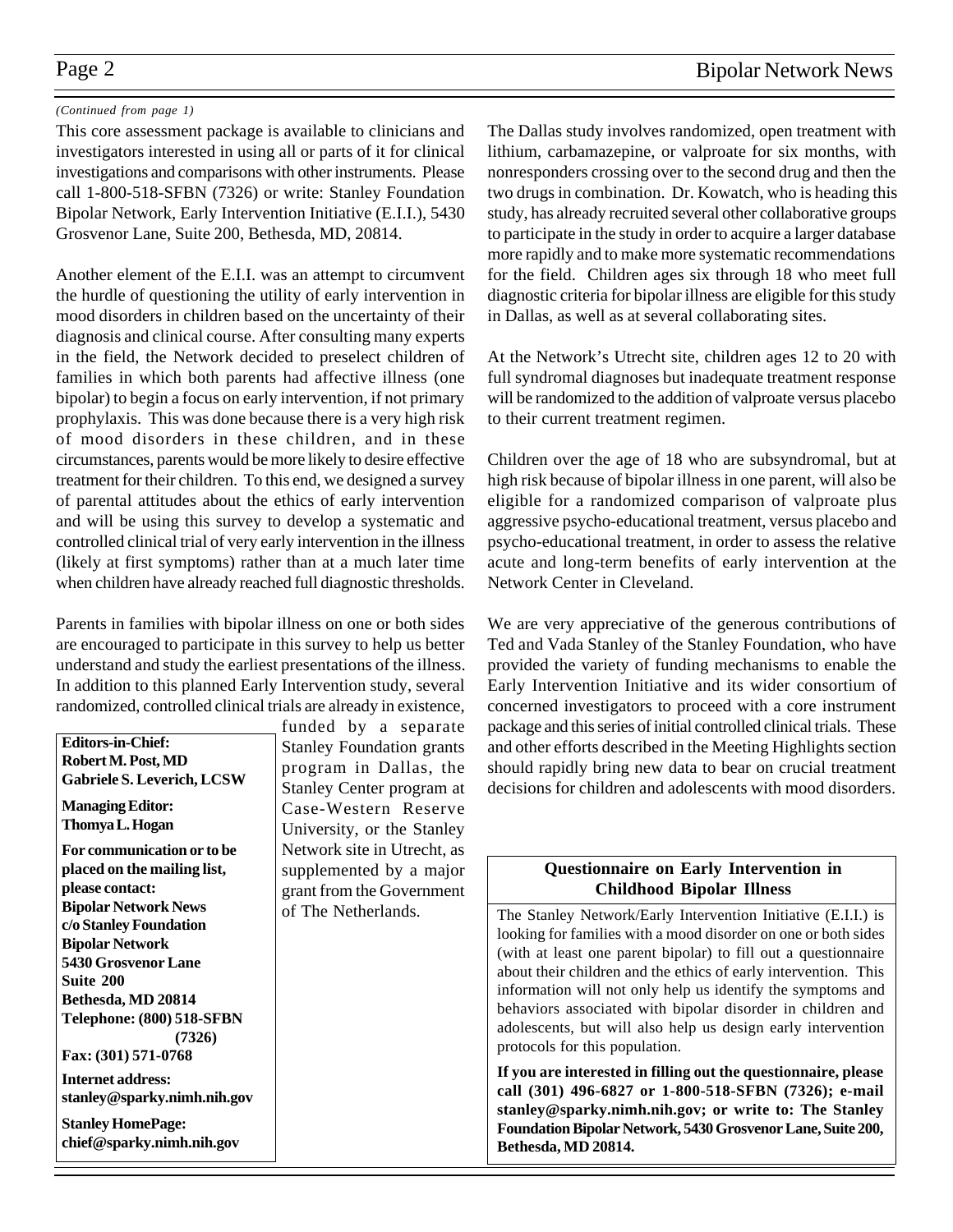*(Continued from page 1)*

This core assessment package is available to clinicians and investigators interested in using all or parts of it for clinical investigations and comparisons with other instruments. Please call 1-800-518-SFBN (7326) or write: Stanley Foundation Bipolar Network, Early Intervention Initiative (E.I.I.), 5430 Grosvenor Lane, Suite 200, Bethesda, MD, 20814.

Another element of the E.I.I. was an attempt to circumvent the hurdle of questioning the utility of early intervention in mood disorders in children based on the uncertainty of their diagnosis and clinical course. After consulting many experts in the field, the Network decided to preselect children of families in which both parents had affective illness (one bipolar) to begin a focus on early intervention, if not primary prophylaxis. This was done because there is a very high risk of mood disorders in these children, and in these circumstances, parents would be more likely to desire effective treatment for their children. To this end, we designed a survey of parental attitudes about the ethics of early intervention and will be using this survey to develop a systematic and controlled clinical trial of very early intervention in the illness (likely at first symptoms) rather than at a much later time when children have already reached full diagnostic thresholds.

Parents in families with bipolar illness on one or both sides are encouraged to participate in this survey to help us better understand and study the earliest presentations of the illness. In addition to this planned Early Intervention study, several randomized, controlled clinical trials are already in existence, funded by a separate Stanley Foundation grants program in Dallas, the Stanley Center program at Case-Western Reserve University, or the Stanley Network site in Utrecht, as supplemented by a major grant from the Government of The Netherlands.

**Editors-in-Chief:**
**Robert M. Post, MD**
**Gabriele S. Leverich, LCSW**

**Managing Editor:**
**Thomya L. Hogan**

**For communication or to be placed on the mailing list, please contact:**
**Bipolar Network News**
**c/o Stanley Foundation Bipolar Network**
**5430 Grosvenor Lane**
**Suite 200**
**Bethesda, MD 20814**
**Telephone: (800) 518-SFBN (7326)**
**Fax: (301) 571-0768**

**Internet address:**
**stanley@sparky.nimh.nih.gov**

**Stanley HomePage:**
**chief@sparky.nimh.nih.gov**

The Dallas study involves randomized, open treatment with lithium, carbamazepine, or valproate for six months, with nonresponders crossing over to the second drug and then the two drugs in combination. Dr. Kowatch, who is heading this study, has already recruited several other collaborative groups to participate in the study in order to acquire a larger database more rapidly and to make more systematic recommendations for the field. Children ages six through 18 who meet full diagnostic criteria for bipolar illness are eligible for this study in Dallas, as well as at several collaborating sites.

At the Network's Utrecht site, children ages 12 to 20 with full syndromal diagnoses but inadequate treatment response will be randomized to the addition of valproate versus placebo to their current treatment regimen.

Children over the age of 18 who are subsyndromal, but at high risk because of bipolar illness in one parent, will also be eligible for a randomized comparison of valproate plus aggressive psycho-educational treatment, versus placebo and psycho-educational treatment, in order to assess the relative acute and long-term benefits of early intervention at the Network Center in Cleveland.

We are very appreciative of the generous contributions of Ted and Vada Stanley of the Stanley Foundation, who have provided the variety of funding mechanisms to enable the Early Intervention Initiative and its wider consortium of concerned investigators to proceed with a core instrument package and this series of initial controlled clinical trials. These and other efforts described in the Meeting Highlights section should rapidly bring new data to bear on crucial treatment decisions for children and adolescents with mood disorders.

### Questionnaire on Early Intervention in Childhood Bipolar Illness

The Stanley Network/Early Intervention Initiative (E.I.I.) is looking for families with a mood disorder on one or both sides (with at least one parent bipolar) to fill out a questionnaire about their children and the ethics of early intervention. This information will not only help us identify the symptoms and behaviors associated with bipolar disorder in children and adolescents, but will also help us design early intervention protocols for this population.

**If you are interested in filling out the questionnaire, please call (301) 496-6827 or 1-800-518-SFBN (7326); e-mail stanley@sparky.nimh.nih.gov; or write to: The Stanley Foundation Bipolar Network, 5430 Grosvenor Lane, Suite 200, Bethesda, MD 20814.**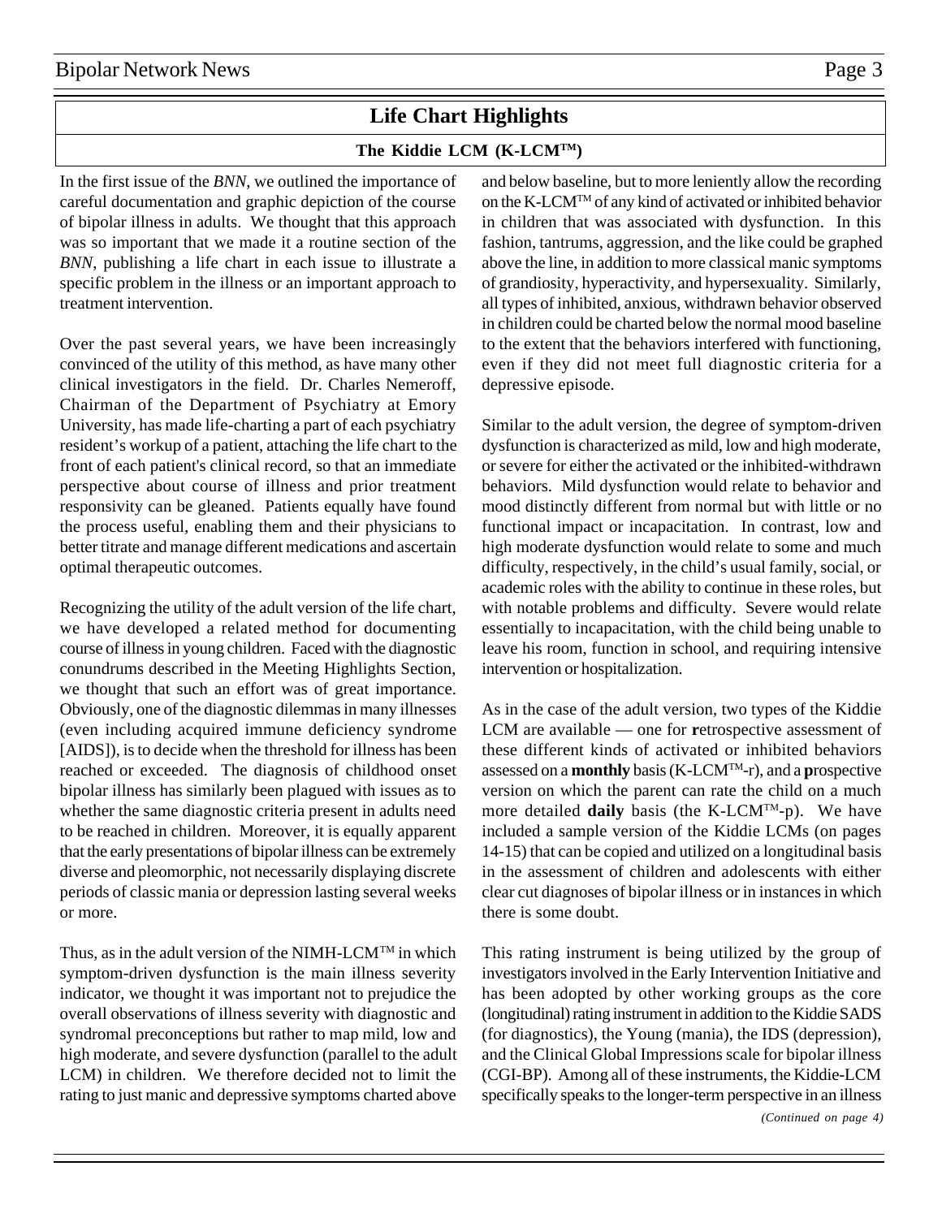## Life Chart Highlights

### The Kiddie LCM (K-LCM™)

In the first issue of the *BNN*, we outlined the importance of careful documentation and graphic depiction of the course of bipolar illness in adults. We thought that this approach was so important that we made it a routine section of the *BNN*, publishing a life chart in each issue to illustrate a specific problem in the illness or an important approach to treatment intervention.

Over the past several years, we have been increasingly convinced of the utility of this method, as have many other clinical investigators in the field. Dr. Charles Nemeroff, Chairman of the Department of Psychiatry at Emory University, has made life-charting a part of each psychiatry resident's workup of a patient, attaching the life chart to the front of each patient's clinical record, so that an immediate perspective about course of illness and prior treatment responsivity can be gleaned. Patients equally have found the process useful, enabling them and their physicians to better titrate and manage different medications and ascertain optimal therapeutic outcomes.

Recognizing the utility of the adult version of the life chart, we have developed a related method for documenting course of illness in young children. Faced with the diagnostic conundrums described in the Meeting Highlights Section, we thought that such an effort was of great importance. Obviously, one of the diagnostic dilemmas in many illnesses (even including acquired immune deficiency syndrome [AIDS]), is to decide when the threshold for illness has been reached or exceeded. The diagnosis of childhood onset bipolar illness has similarly been plagued with issues as to whether the same diagnostic criteria present in adults need to be reached in children. Moreover, it is equally apparent that the early presentations of bipolar illness can be extremely diverse and pleomorphic, not necessarily displaying discrete periods of classic mania or depression lasting several weeks or more.

Thus, as in the adult version of the NIMH-LCM™ in which symptom-driven dysfunction is the main illness severity indicator, we thought it was important not to prejudice the overall observations of illness severity with diagnostic and syndromal preconceptions but rather to map mild, low and high moderate, and severe dysfunction (parallel to the adult LCM) in children. We therefore decided not to limit the rating to just manic and depressive symptoms charted above and below baseline, but to more leniently allow the recording on the K-LCM™ of any kind of activated or inhibited behavior in children that was associated with dysfunction. In this fashion, tantrums, aggression, and the like could be graphed above the line, in addition to more classical manic symptoms of grandiosity, hyperactivity, and hypersexuality. Similarly, all types of inhibited, anxious, withdrawn behavior observed in children could be charted below the normal mood baseline to the extent that the behaviors interfered with functioning, even if they did not meet full diagnostic criteria for a depressive episode.

Similar to the adult version, the degree of symptom-driven dysfunction is characterized as mild, low and high moderate, or severe for either the activated or the inhibited-withdrawn behaviors. Mild dysfunction would relate to behavior and mood distinctly different from normal but with little or no functional impact or incapacitation. In contrast, low and high moderate dysfunction would relate to some and much difficulty, respectively, in the child's usual family, social, or academic roles with the ability to continue in these roles, but with notable problems and difficulty. Severe would relate essentially to incapacitation, with the child being unable to leave his room, function in school, and requiring intensive intervention or hospitalization.

As in the case of the adult version, two types of the Kiddie LCM are available — one for **r**etrospective assessment of these different kinds of activated or inhibited behaviors assessed on a **monthly** basis (K-LCM™-r), and a **p**rospective version on which the parent can rate the child on a much more detailed **daily** basis (the K-LCM™-p). We have included a sample version of the Kiddie LCMs (on pages 14-15) that can be copied and utilized on a longitudinal basis in the assessment of children and adolescents with either clear cut diagnoses of bipolar illness or in instances in which there is some doubt.

This rating instrument is being utilized by the group of investigators involved in the Early Intervention Initiative and has been adopted by other working groups as the core (longitudinal) rating instrument in addition to the Kiddie SADS (for diagnostics), the Young (mania), the IDS (depression), and the Clinical Global Impressions scale for bipolar illness (CGI-BP). Among all of these instruments, the Kiddie-LCM specifically speaks to the longer-term perspective in an illness

*(Continued on page 4)*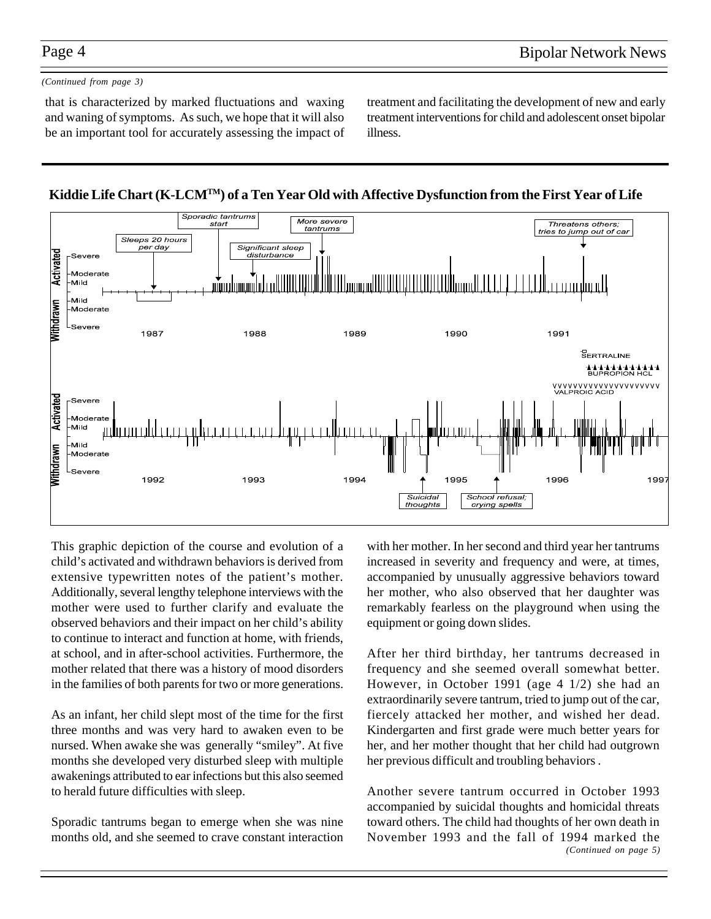*(Continued from page 3)*

that is characterized by marked fluctuations and waxing and waning of symptoms. As such, we hope that it will also be an important tool for accurately assessing the impact of treatment and facilitating the development of new and early treatment interventions for child and adolescent onset bipolar illness.

**Kiddie Life Chart (K-LCM[TM]) of a Ten Year Old with Affective Dysfunction from the First Year of Life**

This graphic depiction of the course and evolution of a child's activated and withdrawn behaviors is derived from extensive typewritten notes of the patient's mother. Additionally, several lengthy telephone interviews with the mother were used to further clarify and evaluate the observed behaviors and their impact on her child's ability to continue to interact and function at home, with friends, at school, and in after-school activities. Furthermore, the mother related that there was a history of mood disorders in the families of both parents for two or more generations.

As an infant, her child slept most of the time for the first three months and was very hard to awaken even to be nursed. When awake she was generally "smiley". At five months she developed very disturbed sleep with multiple awakenings attributed to ear infections but this also seemed to herald future difficulties with sleep.

Sporadic tantrums began to emerge when she was nine months old, and she seemed to crave constant interaction with her mother. In her second and third year her tantrums increased in severity and frequency and were, at times, accompanied by unusually aggressive behaviors toward her mother, who also observed that her daughter was remarkably fearless on the playground when using the equipment or going down slides.

After her third birthday, her tantrums decreased in frequency and she seemed overall somewhat better. However, in October 1991 (age 4 1/2) she had an extraordinarily severe tantrum, tried to jump out of the car, fiercely attacked her mother, and wished her dead. Kindergarten and first grade were much better years for her, and her mother thought that her child had outgrown her previous difficult and troubling behaviors .

Another severe tantrum occurred in October 1993 accompanied by suicidal thoughts and homicidal threats toward others. The child had thoughts of her own death in November 1993 and the fall of 1994 marked the

*(Continued on page 5)*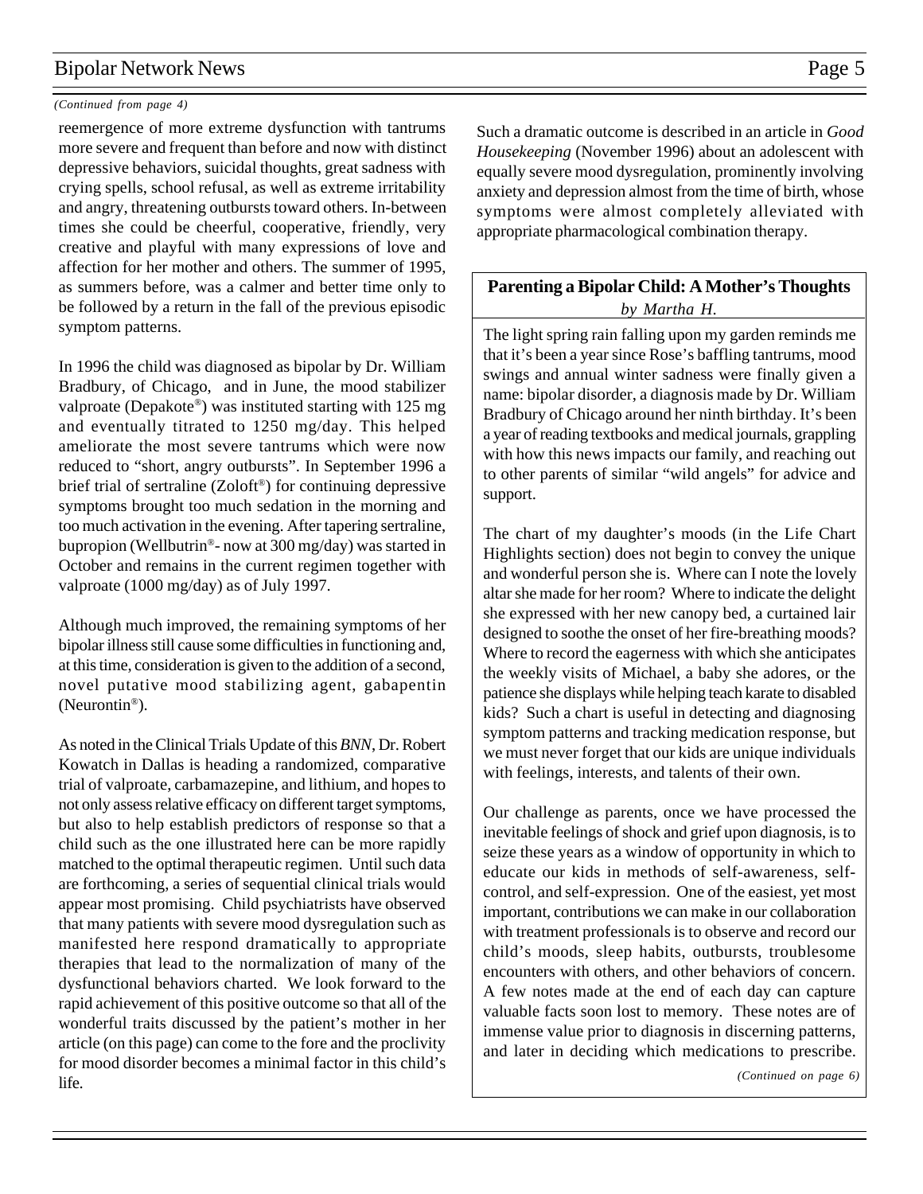*(Continued from page 4)*

reemergence of more extreme dysfunction with tantrums more severe and frequent than before and now with distinct depressive behaviors, suicidal thoughts, great sadness with crying spells, school refusal, as well as extreme irritability and angry, threatening outbursts toward others. In-between times she could be cheerful, cooperative, friendly, very creative and playful with many expressions of love and affection for her mother and others. The summer of 1995, as summers before, was a calmer and better time only to be followed by a return in the fall of the previous episodic symptom patterns.

In 1996 the child was diagnosed as bipolar by Dr. William Bradbury, of Chicago, and in June, the mood stabilizer valproate (Depakote®) was instituted starting with 125 mg and eventually titrated to 1250 mg/day. This helped ameliorate the most severe tantrums which were now reduced to "short, angry outbursts". In September 1996 a brief trial of sertraline (Zoloft®) for continuing depressive symptoms brought too much sedation in the morning and too much activation in the evening. After tapering sertraline, bupropion (Wellbutrin®- now at 300 mg/day) was started in October and remains in the current regimen together with valproate (1000 mg/day) as of July 1997.

Although much improved, the remaining symptoms of her bipolar illness still cause some difficulties in functioning and, at this time, consideration is given to the addition of a second, novel putative mood stabilizing agent, gabapentin (Neurontin®).

As noted in the Clinical Trials Update of this *BNN*, Dr. Robert Kowatch in Dallas is heading a randomized, comparative trial of valproate, carbamazepine, and lithium, and hopes to not only assess relative efficacy on different target symptoms, but also to help establish predictors of response so that a child such as the one illustrated here can be more rapidly matched to the optimal therapeutic regimen. Until such data are forthcoming, a series of sequential clinical trials would appear most promising. Child psychiatrists have observed that many patients with severe mood dysregulation such as manifested here respond dramatically to appropriate therapies that lead to the normalization of many of the dysfunctional behaviors charted. We look forward to the rapid achievement of this positive outcome so that all of the wonderful traits discussed by the patient's mother in her article (on this page) can come to the fore and the proclivity for mood disorder becomes a minimal factor in this child's life.

Such a dramatic outcome is described in an article in *Good Housekeeping* (November 1996) about an adolescent with equally severe mood dysregulation, prominently involving anxiety and depression almost from the time of birth, whose symptoms were almost completely alleviated with appropriate pharmacological combination therapy.

## Parenting a Bipolar Child: A Mother's Thoughts

*by Martha H.*

The light spring rain falling upon my garden reminds me that it's been a year since Rose's baffling tantrums, mood swings and annual winter sadness were finally given a name: bipolar disorder, a diagnosis made by Dr. William Bradbury of Chicago around her ninth birthday. It's been a year of reading textbooks and medical journals, grappling with how this news impacts our family, and reaching out to other parents of similar "wild angels" for advice and support.

The chart of my daughter's moods (in the Life Chart Highlights section) does not begin to convey the unique and wonderful person she is. Where can I note the lovely altar she made for her room? Where to indicate the delight she expressed with her new canopy bed, a curtained lair designed to soothe the onset of her fire-breathing moods? Where to record the eagerness with which she anticipates the weekly visits of Michael, a baby she adores, or the patience she displays while helping teach karate to disabled kids? Such a chart is useful in detecting and diagnosing symptom patterns and tracking medication response, but we must never forget that our kids are unique individuals with feelings, interests, and talents of their own.

Our challenge as parents, once we have processed the inevitable feelings of shock and grief upon diagnosis, is to seize these years as a window of opportunity in which to educate our kids in methods of self-awareness, self-control, and self-expression. One of the easiest, yet most important, contributions we can make in our collaboration with treatment professionals is to observe and record our child's moods, sleep habits, outbursts, troublesome encounters with others, and other behaviors of concern. A few notes made at the end of each day can capture valuable facts soon lost to memory. These notes are of immense value prior to diagnosis in discerning patterns, and later in deciding which medications to prescribe.

*(Continued on page 6)*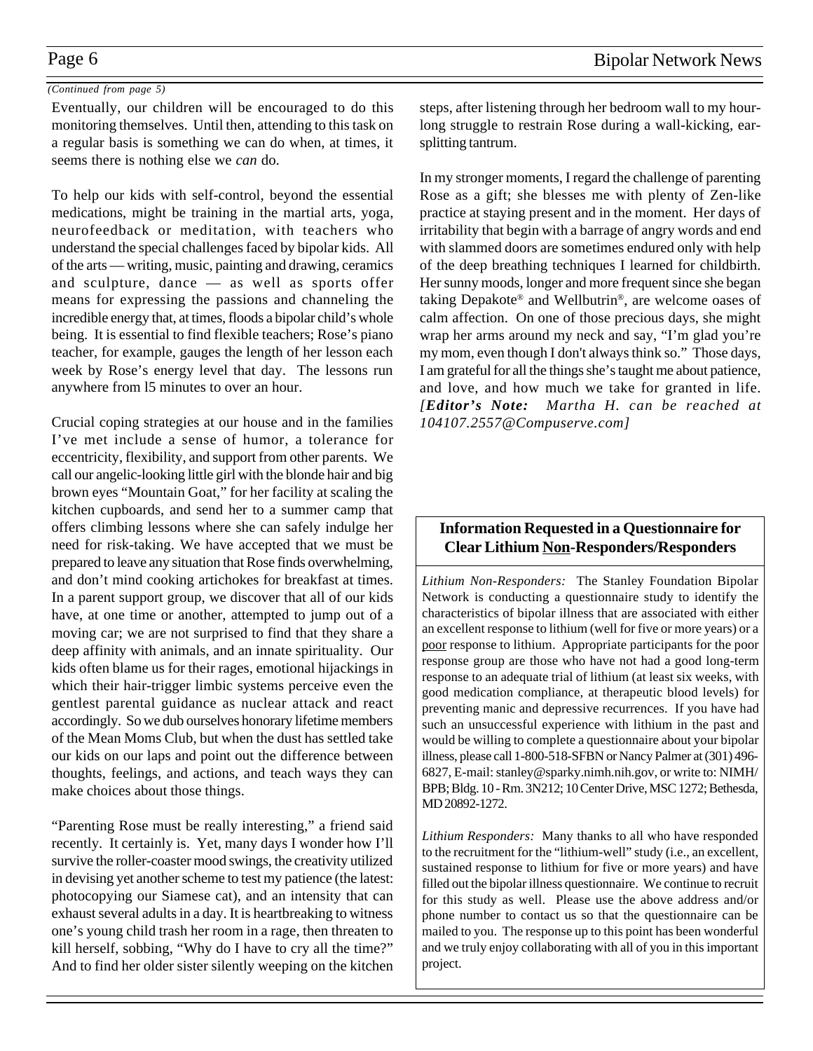*(Continued from page 5)*

Eventually, our children will be encouraged to do this monitoring themselves. Until then, attending to this task on a regular basis is something we can do when, at times, it seems there is nothing else we *can* do.

To help our kids with self-control, beyond the essential medications, might be training in the martial arts, yoga, neurofeedback or meditation, with teachers who understand the special challenges faced by bipolar kids. All of the arts — writing, music, painting and drawing, ceramics and sculpture, dance — as well as sports offer means for expressing the passions and channeling the incredible energy that, at times, floods a bipolar child's whole being. It is essential to find flexible teachers; Rose's piano teacher, for example, gauges the length of her lesson each week by Rose's energy level that day. The lessons run anywhere from l5 minutes to over an hour.

Crucial coping strategies at our house and in the families I've met include a sense of humor, a tolerance for eccentricity, flexibility, and support from other parents. We call our angelic-looking little girl with the blonde hair and big brown eyes "Mountain Goat," for her facility at scaling the kitchen cupboards, and send her to a summer camp that offers climbing lessons where she can safely indulge her need for risk-taking. We have accepted that we must be prepared to leave any situation that Rose finds overwhelming, and don't mind cooking artichokes for breakfast at times. In a parent support group, we discover that all of our kids have, at one time or another, attempted to jump out of a moving car; we are not surprised to find that they share a deep affinity with animals, and an innate spirituality. Our kids often blame us for their rages, emotional hijackings in which their hair-trigger limbic systems perceive even the gentlest parental guidance as nuclear attack and react accordingly. So we dub ourselves honorary lifetime members of the Mean Moms Club, but when the dust has settled take our kids on our laps and point out the difference between thoughts, feelings, and actions, and teach ways they can make choices about those things.

"Parenting Rose must be really interesting," a friend said recently. It certainly is. Yet, many days I wonder how I'll survive the roller-coaster mood swings, the creativity utilized in devising yet another scheme to test my patience (the latest: photocopying our Siamese cat), and an intensity that can exhaust several adults in a day. It is heartbreaking to witness one's young child trash her room in a rage, then threaten to kill herself, sobbing, "Why do I have to cry all the time?" And to find her older sister silently weeping on the kitchen steps, after listening through her bedroom wall to my hour-long struggle to restrain Rose during a wall-kicking, ear-splitting tantrum.

In my stronger moments, I regard the challenge of parenting Rose as a gift; she blesses me with plenty of Zen-like practice at staying present and in the moment. Her days of irritability that begin with a barrage of angry words and end with slammed doors are sometimes endured only with help of the deep breathing techniques I learned for childbirth. Her sunny moods, longer and more frequent since she began taking Depakote® and Wellbutrin®, are welcome oases of calm affection. On one of those precious days, she might wrap her arms around my neck and say, "I'm glad you're my mom, even though I don't always think so." Those days, I am grateful for all the things she's taught me about patience, and love, and how much we take for granted in life. *[**Editor's Note:** Martha H. can be reached at 104107.2557@Compuserve.com]*

## Information Requested in a Questionnaire for Clear Lithium Non-Responders/Responders

*Lithium Non-Responders:* The Stanley Foundation Bipolar Network is conducting a questionnaire study to identify the characteristics of bipolar illness that are associated with either an excellent response to lithium (well for five or more years) or a poor response to lithium. Appropriate participants for the poor response group are those who have not had a good long-term response to an adequate trial of lithium (at least six weeks, with good medication compliance, at therapeutic blood levels) for preventing manic and depressive recurrences. If you have had such an unsuccessful experience with lithium in the past and would be willing to complete a questionnaire about your bipolar illness, please call 1-800-518-SFBN or Nancy Palmer at (301) 496-6827, E-mail: stanley@sparky.nimh.nih.gov, or write to: NIMH/BPB; Bldg. 10 - Rm. 3N212; 10 Center Drive, MSC 1272; Bethesda, MD 20892-1272.

*Lithium Responders:* Many thanks to all who have responded to the recruitment for the "lithium-well" study (i.e., an excellent, sustained response to lithium for five or more years) and have filled out the bipolar illness questionnaire. We continue to recruit for this study as well. Please use the above address and/or phone number to contact us so that the questionnaire can be mailed to you. The response up to this point has been wonderful and we truly enjoy collaborating with all of you in this important project.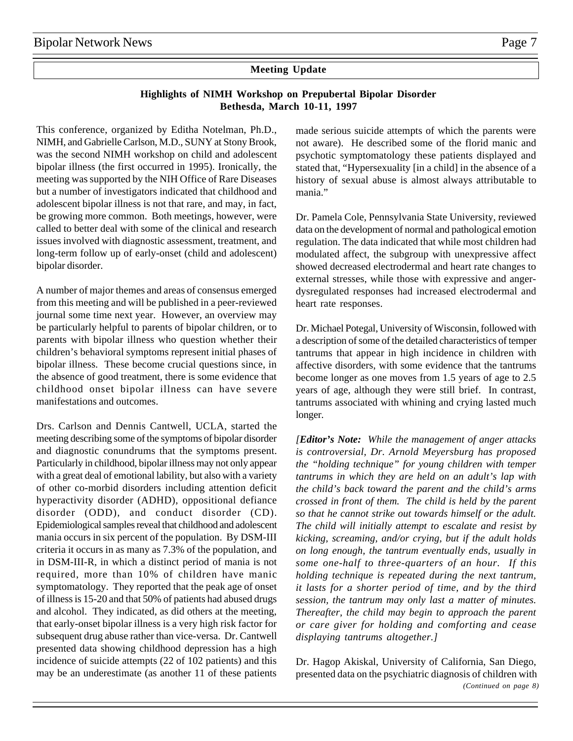## Meeting Update

### Highlights of NIMH Workshop on Prepubertal Bipolar Disorder
**Bethesda, March 10-11, 1997**

This conference, organized by Editha Notelman, Ph.D., NIMH, and Gabrielle Carlson, M.D., SUNY at Stony Brook, was the second NIMH workshop on child and adolescent bipolar illness (the first occurred in 1995). Ironically, the meeting was supported by the NIH Office of Rare Diseases but a number of investigators indicated that childhood and adolescent bipolar illness is not that rare, and may, in fact, be growing more common. Both meetings, however, were called to better deal with some of the clinical and research issues involved with diagnostic assessment, treatment, and long-term follow up of early-onset (child and adolescent) bipolar disorder.

A number of major themes and areas of consensus emerged from this meeting and will be published in a peer-reviewed journal some time next year. However, an overview may be particularly helpful to parents of bipolar children, or to parents with bipolar illness who question whether their children's behavioral symptoms represent initial phases of bipolar illness. These become crucial questions since, in the absence of good treatment, there is some evidence that childhood onset bipolar illness can have severe manifestations and outcomes.

Drs. Carlson and Dennis Cantwell, UCLA, started the meeting describing some of the symptoms of bipolar disorder and diagnostic conundrums that the symptoms present. Particularly in childhood, bipolar illness may not only appear with a great deal of emotional lability, but also with a variety of other co-morbid disorders including attention deficit hyperactivity disorder (ADHD), oppositional defiance disorder (ODD), and conduct disorder (CD). Epidemiological samples reveal that childhood and adolescent mania occurs in six percent of the population. By DSM-III criteria it occurs in as many as 7.3% of the population, and in DSM-III-R, in which a distinct period of mania is not required, more than 10% of children have manic symptomatology. They reported that the peak age of onset of illness is 15-20 and that 50% of patients had abused drugs and alcohol. They indicated, as did others at the meeting, that early-onset bipolar illness is a very high risk factor for subsequent drug abuse rather than vice-versa. Dr. Cantwell presented data showing childhood depression has a high incidence of suicide attempts (22 of 102 patients) and this may be an underestimate (as another 11 of these patients made serious suicide attempts of which the parents were not aware). He described some of the florid manic and psychotic symptomatology these patients displayed and stated that, "Hypersexuality [in a child] in the absence of a history of sexual abuse is almost always attributable to mania."

Dr. Pamela Cole, Pennsylvania State University, reviewed data on the development of normal and pathological emotion regulation. The data indicated that while most children had modulated affect, the subgroup with unexpressive affect showed decreased electrodermal and heart rate changes to external stresses, while those with expressive and anger-dysregulated responses had increased electrodermal and heart rate responses.

Dr. Michael Potegal, University of Wisconsin, followed with a description of some of the detailed characteristics of temper tantrums that appear in high incidence in children with affective disorders, with some evidence that the tantrums become longer as one moves from 1.5 years of age to 2.5 years of age, although they were still brief. In contrast, tantrums associated with whining and crying lasted much longer.

*[**Editor's Note:** While the management of anger attacks is controversial, Dr. Arnold Meyersburg has proposed the "holding technique" for young children with temper tantrums in which they are held on an adult's lap with the child's back toward the parent and the child's arms crossed in front of them. The child is held by the parent so that he cannot strike out towards himself or the adult. The child will initially attempt to escalate and resist by kicking, screaming, and/or crying, but if the adult holds on long enough, the tantrum eventually ends, usually in some one-half to three-quarters of an hour. If this holding technique is repeated during the next tantrum, it lasts for a shorter period of time, and by the third session, the tantrum may only last a matter of minutes. Thereafter, the child may begin to approach the parent or care giver for holding and comforting and cease displaying tantrums altogether.]*

Dr. Hagop Akiskal, University of California, San Diego, presented data on the psychiatric diagnosis of children with

*(Continued on page 8)*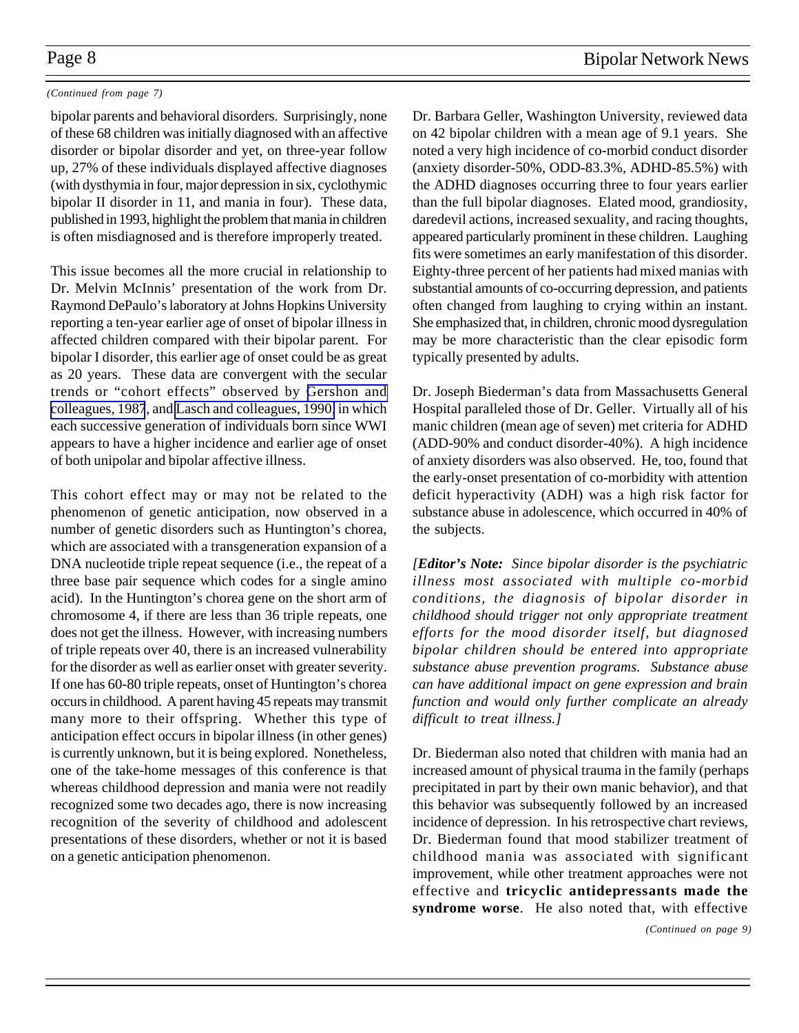*(Continued from page 7)*

bipolar parents and behavioral disorders. Surprisingly, none of these 68 children was initially diagnosed with an affective disorder or bipolar disorder and yet, on three-year follow up, 27% of these individuals displayed affective diagnoses (with dysthymia in four, major depression in six, cyclothymic bipolar II disorder in 11, and mania in four). These data, published in 1993, highlight the problem that mania in children is often misdiagnosed and is therefore improperly treated.

This issue becomes all the more crucial in relationship to Dr. Melvin McInnis' presentation of the work from Dr. Raymond DePaulo's laboratory at Johns Hopkins University reporting a ten-year earlier age of onset of bipolar illness in affected children compared with their bipolar parent. For bipolar I disorder, this earlier age of onset could be as great as 20 years. These data are convergent with the secular trends or "cohort effects" observed by Gershon and colleagues, 1987, and Lasch and colleagues, 1990, in which each successive generation of individuals born since WWI appears to have a higher incidence and earlier age of onset of both unipolar and bipolar affective illness.

This cohort effect may or may not be related to the phenomenon of genetic anticipation, now observed in a number of genetic disorders such as Huntington's chorea, which are associated with a transgeneration expansion of a DNA nucleotide triple repeat sequence (i.e., the repeat of a three base pair sequence which codes for a single amino acid). In the Huntington's chorea gene on the short arm of chromosome 4, if there are less than 36 triple repeats, one does not get the illness. However, with increasing numbers of triple repeats over 40, there is an increased vulnerability for the disorder as well as earlier onset with greater severity. If one has 60-80 triple repeats, onset of Huntington's chorea occurs in childhood. A parent having 45 repeats may transmit many more to their offspring. Whether this type of anticipation effect occurs in bipolar illness (in other genes) is currently unknown, but it is being explored. Nonetheless, one of the take-home messages of this conference is that whereas childhood depression and mania were not readily recognized some two decades ago, there is now increasing recognition of the severity of childhood and adolescent presentations of these disorders, whether or not it is based on a genetic anticipation phenomenon.

Dr. Barbara Geller, Washington University, reviewed data on 42 bipolar children with a mean age of 9.1 years. She noted a very high incidence of co-morbid conduct disorder (anxiety disorder-50%, ODD-83.3%, ADHD-85.5%) with the ADHD diagnoses occurring three to four years earlier than the full bipolar diagnoses. Elated mood, grandiosity, daredevil actions, increased sexuality, and racing thoughts, appeared particularly prominent in these children. Laughing fits were sometimes an early manifestation of this disorder. Eighty-three percent of her patients had mixed manias with substantial amounts of co-occurring depression, and patients often changed from laughing to crying within an instant. She emphasized that, in children, chronic mood dysregulation may be more characteristic than the clear episodic form typically presented by adults.

Dr. Joseph Biederman's data from Massachusetts General Hospital paralleled those of Dr. Geller. Virtually all of his manic children (mean age of seven) met criteria for ADHD (ADD-90% and conduct disorder-40%). A high incidence of anxiety disorders was also observed. He, too, found that the early-onset presentation of co-morbidity with attention deficit hyperactivity (ADH) was a high risk factor for substance abuse in adolescence, which occurred in 40% of the subjects.

*[**Editor's Note:** Since bipolar disorder is the psychiatric illness most associated with multiple co-morbid conditions, the diagnosis of bipolar disorder in childhood should trigger not only appropriate treatment efforts for the mood disorder itself, but diagnosed bipolar children should be entered into appropriate substance abuse prevention programs. Substance abuse can have additional impact on gene expression and brain function and would only further complicate an already difficult to treat illness.]*

Dr. Biederman also noted that children with mania had an increased amount of physical trauma in the family (perhaps precipitated in part by their own manic behavior), and that this behavior was subsequently followed by an increased incidence of depression. In his retrospective chart reviews, Dr. Biederman found that mood stabilizer treatment of childhood mania was associated with significant improvement, while other treatment approaches were not effective and **tricyclic antidepressants made the syndrome worse**. He also noted that, with effective

*(Continued on page 9)*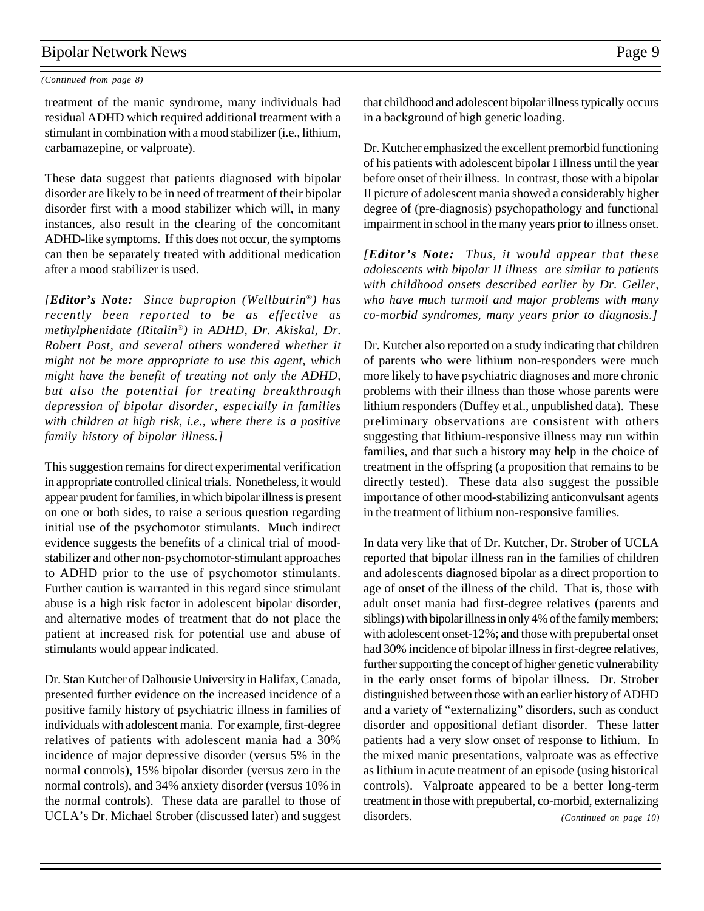*(Continued from page 8)*

treatment of the manic syndrome, many individuals had residual ADHD which required additional treatment with a stimulant in combination with a mood stabilizer (i.e., lithium, carbamazepine, or valproate).

These data suggest that patients diagnosed with bipolar disorder are likely to be in need of treatment of their bipolar disorder first with a mood stabilizer which will, in many instances, also result in the clearing of the concomitant ADHD-like symptoms. If this does not occur, the symptoms can then be separately treated with additional medication after a mood stabilizer is used.

*[**Editor's Note:** Since bupropion (Wellbutrin®) has recently been reported to be as effective as methylphenidate (Ritalin®) in ADHD, Dr. Akiskal, Dr. Robert Post, and several others wondered whether it might not be more appropriate to use this agent, which might have the benefit of treating not only the ADHD, but also the potential for treating breakthrough depression of bipolar disorder, especially in families with children at high risk, i.e., where there is a positive family history of bipolar illness.]*

This suggestion remains for direct experimental verification in appropriate controlled clinical trials. Nonetheless, it would appear prudent for families, in which bipolar illness is present on one or both sides, to raise a serious question regarding initial use of the psychomotor stimulants. Much indirect evidence suggests the benefits of a clinical trial of mood-stabilizer and other non-psychomotor-stimulant approaches to ADHD prior to the use of psychomotor stimulants. Further caution is warranted in this regard since stimulant abuse is a high risk factor in adolescent bipolar disorder, and alternative modes of treatment that do not place the patient at increased risk for potential use and abuse of stimulants would appear indicated.

Dr. Stan Kutcher of Dalhousie University in Halifax, Canada, presented further evidence on the increased incidence of a positive family history of psychiatric illness in families of individuals with adolescent mania. For example, first-degree relatives of patients with adolescent mania had a 30% incidence of major depressive disorder (versus 5% in the normal controls), 15% bipolar disorder (versus zero in the normal controls), and 34% anxiety disorder (versus 10% in the normal controls). These data are parallel to those of UCLA's Dr. Michael Strober (discussed later) and suggest that childhood and adolescent bipolar illness typically occurs in a background of high genetic loading.

Dr. Kutcher emphasized the excellent premorbid functioning of his patients with adolescent bipolar I illness until the year before onset of their illness. In contrast, those with a bipolar II picture of adolescent mania showed a considerably higher degree of (pre-diagnosis) psychopathology and functional impairment in school in the many years prior to illness onset.

*[**Editor's Note:** Thus, it would appear that these adolescents with bipolar II illness are similar to patients with childhood onsets described earlier by Dr. Geller, who have much turmoil and major problems with many co-morbid syndromes, many years prior to diagnosis.]*

Dr. Kutcher also reported on a study indicating that children of parents who were lithium non-responders were much more likely to have psychiatric diagnoses and more chronic problems with their illness than those whose parents were lithium responders (Duffey et al., unpublished data). These preliminary observations are consistent with others suggesting that lithium-responsive illness may run within families, and that such a history may help in the choice of treatment in the offspring (a proposition that remains to be directly tested). These data also suggest the possible importance of other mood-stabilizing anticonvulsant agents in the treatment of lithium non-responsive families.

In data very like that of Dr. Kutcher, Dr. Strober of UCLA reported that bipolar illness ran in the families of children and adolescents diagnosed bipolar as a direct proportion to age of onset of the illness of the child. That is, those with adult onset mania had first-degree relatives (parents and siblings) with bipolar illness in only 4% of the family members; with adolescent onset-12%; and those with prepubertal onset had 30% incidence of bipolar illness in first-degree relatives, further supporting the concept of higher genetic vulnerability in the early onset forms of bipolar illness. Dr. Strober distinguished between those with an earlier history of ADHD and a variety of "externalizing" disorders, such as conduct disorder and oppositional defiant disorder. These latter patients had a very slow onset of response to lithium. In the mixed manic presentations, valproate was as effective as lithium in acute treatment of an episode (using historical controls). Valproate appeared to be a better long-term treatment in those with prepubertal, co-morbid, externalizing disorders.

*(Continued on page 10)*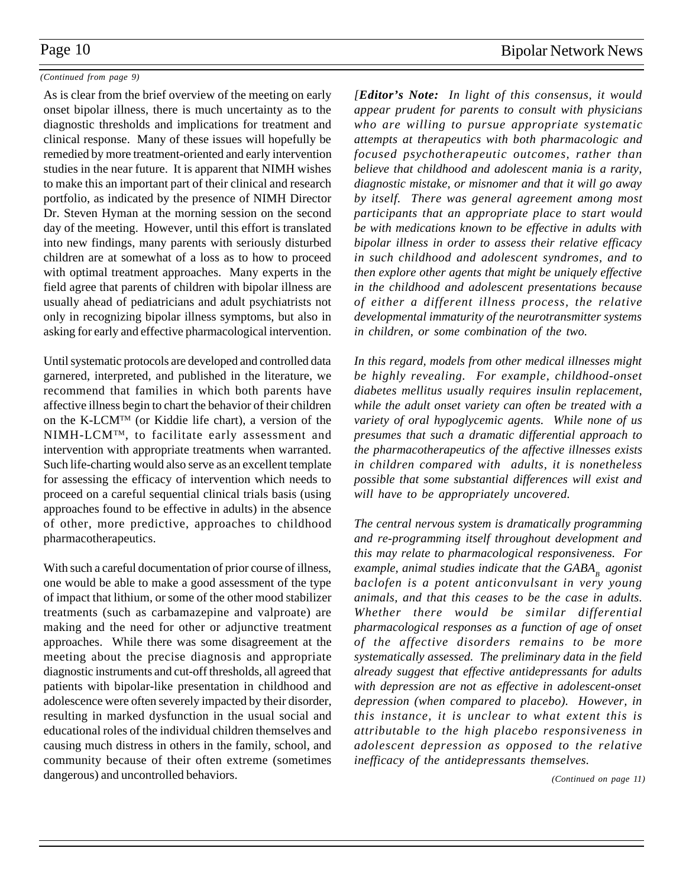*(Continued from page 9)*

As is clear from the brief overview of the meeting on early onset bipolar illness, there is much uncertainty as to the diagnostic thresholds and implications for treatment and clinical response. Many of these issues will hopefully be remedied by more treatment-oriented and early intervention studies in the near future. It is apparent that NIMH wishes to make this an important part of their clinical and research portfolio, as indicated by the presence of NIMH Director Dr. Steven Hyman at the morning session on the second day of the meeting. However, until this effort is translated into new findings, many parents with seriously disturbed children are at somewhat of a loss as to how to proceed with optimal treatment approaches. Many experts in the field agree that parents of children with bipolar illness are usually ahead of pediatricians and adult psychiatrists not only in recognizing bipolar illness symptoms, but also in asking for early and effective pharmacological intervention.

Until systematic protocols are developed and controlled data garnered, interpreted, and published in the literature, we recommend that families in which both parents have affective illness begin to chart the behavior of their children on the K-LCM™ (or Kiddie life chart), a version of the NIMH-LCM™, to facilitate early assessment and intervention with appropriate treatments when warranted. Such life-charting would also serve as an excellent template for assessing the efficacy of intervention which needs to proceed on a careful sequential clinical trials basis (using approaches found to be effective in adults) in the absence of other, more predictive, approaches to childhood pharmacotherapeutics.

With such a careful documentation of prior course of illness, one would be able to make a good assessment of the type of impact that lithium, or some of the other mood stabilizer treatments (such as carbamazepine and valproate) are making and the need for other or adjunctive treatment approaches. While there was some disagreement at the meeting about the precise diagnosis and appropriate diagnostic instruments and cut-off thresholds, all agreed that patients with bipolar-like presentation in childhood and adolescence were often severely impacted by their disorder, resulting in marked dysfunction in the usual social and educational roles of the individual children themselves and causing much distress in others in the family, school, and community because of their often extreme (sometimes dangerous) and uncontrolled behaviors.

*[**Editor's Note:** In light of this consensus, it would appear prudent for parents to consult with physicians who are willing to pursue appropriate systematic attempts at therapeutics with both pharmacologic and focused psychotherapeutic outcomes, rather than believe that childhood and adolescent mania is a rarity, diagnostic mistake, or misnomer and that it will go away by itself. There was general agreement among most participants that an appropriate place to start would be with medications known to be effective in adults with bipolar illness in order to assess their relative efficacy in such childhood and adolescent syndromes, and to then explore other agents that might be uniquely effective in the childhood and adolescent presentations because of either a different illness process, the relative developmental immaturity of the neurotransmitter systems in children, or some combination of the two.*

*In this regard, models from other medical illnesses might be highly revealing. For example, childhood-onset diabetes mellitus usually requires insulin replacement, while the adult onset variety can often be treated with a variety of oral hypoglycemic agents. While none of us presumes that such a dramatic differential approach to the pharmacotherapeutics of the affective illnesses exists in children compared with adults, it is nonetheless possible that some substantial differences will exist and will have to be appropriately uncovered.*

*The central nervous system is dramatically programming and re-programming itself throughout development and this may relate to pharmacological responsiveness. For example, animal studies indicate that the $GABA_B$ agonist baclofen is a potent anticonvulsant in very young animals, and that this ceases to be the case in adults. Whether there would be similar differential pharmacological responses as a function of age of onset of the affective disorders remains to be more systematically assessed. The preliminary data in the field already suggest that effective antidepressants for adults with depression are not as effective in adolescent-onset depression (when compared to placebo). However, in this instance, it is unclear to what extent this is attributable to the high placebo responsiveness in adolescent depression as opposed to the relative inefficacy of the antidepressants themselves.*

*(Continued on page 11)*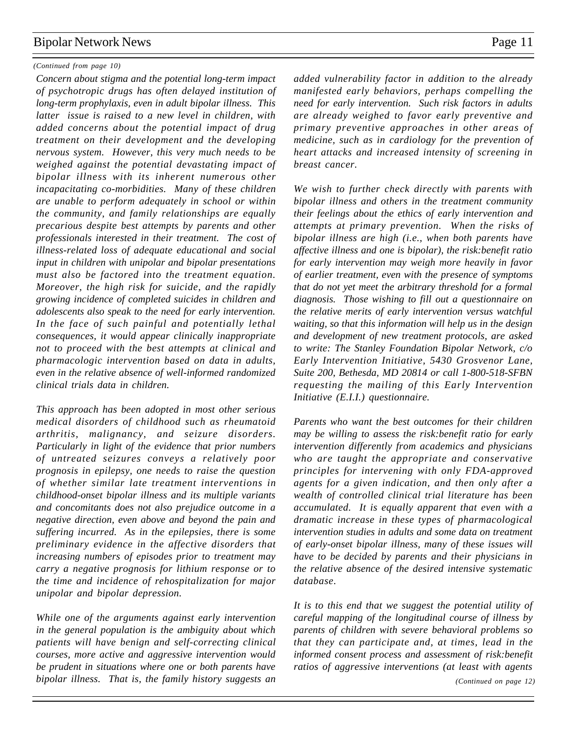*(Continued from page 10)*

*Concern about stigma and the potential long-term impact of psychotropic drugs has often delayed institution of long-term prophylaxis, even in adult bipolar illness. This latter issue is raised to a new level in children, with added concerns about the potential impact of drug treatment on their development and the developing nervous system. However, this very much needs to be weighed against the potential devastating impact of bipolar illness with its inherent numerous other incapacitating co-morbidities. Many of these children are unable to perform adequately in school or within the community, and family relationships are equally precarious despite best attempts by parents and other professionals interested in their treatment. The cost of illness-related loss of adequate educational and social input in children with unipolar and bipolar presentations must also be factored into the treatment equation. Moreover, the high risk for suicide, and the rapidly growing incidence of completed suicides in children and adolescents also speak to the need for early intervention. In the face of such painful and potentially lethal consequences, it would appear clinically inappropriate not to proceed with the best attempts at clinical and pharmacologic intervention based on data in adults, even in the relative absence of well-informed randomized clinical trials data in children.*

*This approach has been adopted in most other serious medical disorders of childhood such as rheumatoid arthritis, malignancy, and seizure disorders. Particularly in light of the evidence that prior numbers of untreated seizures conveys a relatively poor prognosis in epilepsy, one needs to raise the question of whether similar late treatment interventions in childhood-onset bipolar illness and its multiple variants and concomitants does not also prejudice outcome in a negative direction, even above and beyond the pain and suffering incurred. As in the epilepsies, there is some preliminary evidence in the affective disorders that increasing numbers of episodes prior to treatment may carry a negative prognosis for lithium response or to the time and incidence of rehospitalization for major unipolar and bipolar depression.*

*While one of the arguments against early intervention in the general population is the ambiguity about which patients will have benign and self-correcting clinical courses, more active and aggressive intervention would be prudent in situations where one or both parents have bipolar illness. That is, the family history suggests an added vulnerability factor in addition to the already manifested early behaviors, perhaps compelling the need for early intervention. Such risk factors in adults are already weighed to favor early preventive and primary preventive approaches in other areas of medicine, such as in cardiology for the prevention of heart attacks and increased intensity of screening in breast cancer.*

*We wish to further check directly with parents with bipolar illness and others in the treatment community their feelings about the ethics of early intervention and attempts at primary prevention. When the risks of bipolar illness are high (i.e., when both parents have affective illness and one is bipolar), the risk:benefit ratio for early intervention may weigh more heavily in favor of earlier treatment, even with the presence of symptoms that do not yet meet the arbitrary threshold for a formal diagnosis. Those wishing to fill out a questionnaire on the relative merits of early intervention versus watchful waiting, so that this information will help us in the design and development of new treatment protocols, are asked to write: The Stanley Foundation Bipolar Network, c/o Early Intervention Initiative, 5430 Grosvenor Lane, Suite 200, Bethesda, MD 20814 or call 1-800-518-SFBN requesting the mailing of this Early Intervention Initiative (E.I.I.) questionnaire.*

*Parents who want the best outcomes for their children may be willing to assess the risk:benefit ratio for early intervention differently from academics and physicians who are taught the appropriate and conservative principles for intervening with only FDA-approved agents for a given indication, and then only after a wealth of controlled clinical trial literature has been accumulated. It is equally apparent that even with a dramatic increase in these types of pharmacological intervention studies in adults and some data on treatment of early-onset bipolar illness, many of these issues will have to be decided by parents and their physicians in the relative absence of the desired intensive systematic database.*

*It is to this end that we suggest the potential utility of careful mapping of the longitudinal course of illness by parents of children with severe behavioral problems so that they can participate and, at times, lead in the informed consent process and assessment of risk:benefit ratios of aggressive interventions (at least with agents*

*(Continued on page 12)*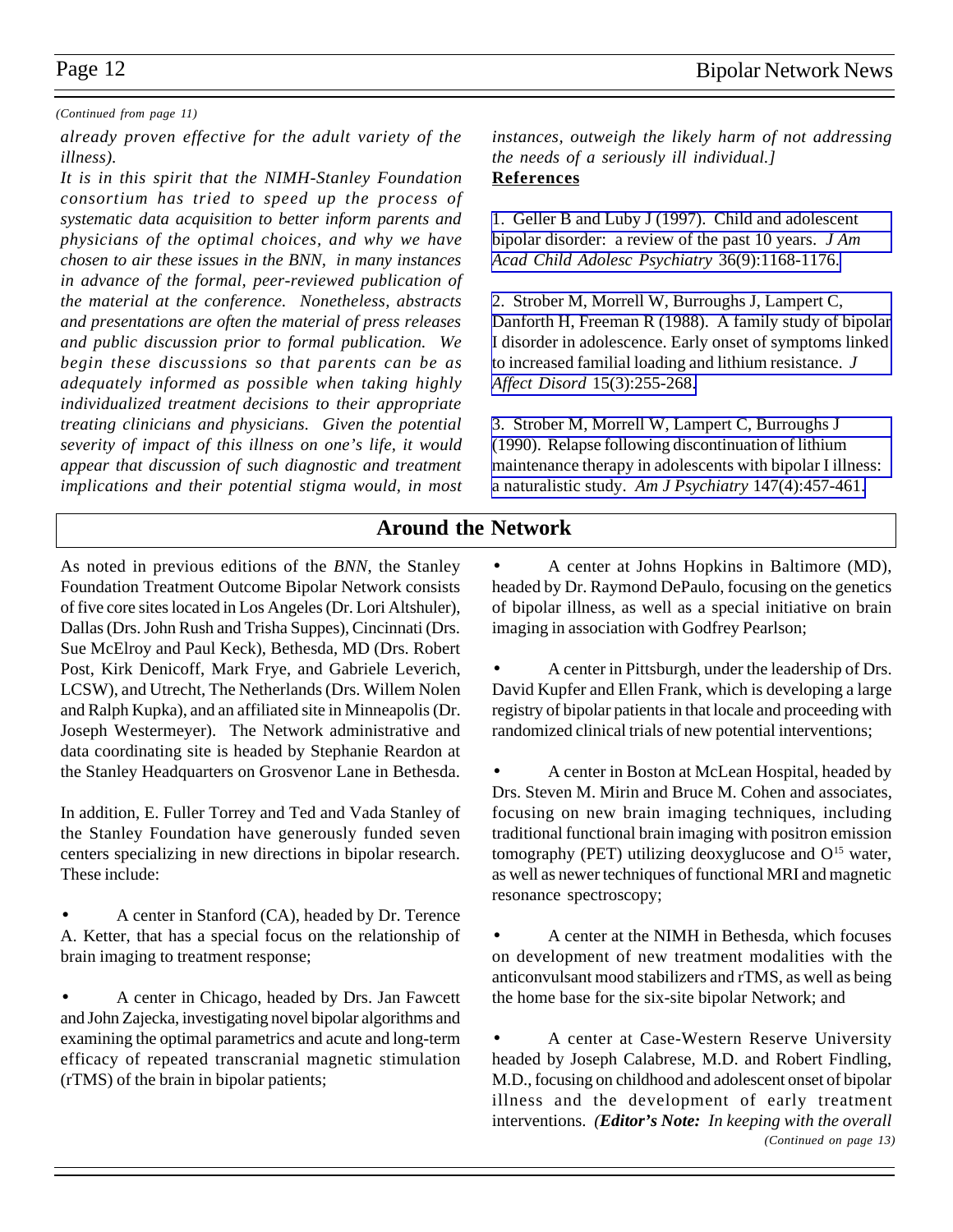*(Continued from page 11)*

*already proven effective for the adult variety of the illness).*

*It is in this spirit that the NIMH-Stanley Foundation consortium has tried to speed up the process of systematic data acquisition to better inform parents and physicians of the optimal choices, and why we have chosen to air these issues in the BNN, in many instances in advance of the formal, peer-reviewed publication of the material at the conference. Nonetheless, abstracts and presentations are often the material of press releases and public discussion prior to formal publication. We begin these discussions so that parents can be as adequately informed as possible when taking highly individualized treatment decisions to their appropriate treating clinicians and physicians. Given the potential severity of impact of this illness on one's life, it would appear that discussion of such diagnostic and treatment implications and their potential stigma would, in most instances, outweigh the likely harm of not addressing the needs of a seriously ill individual.]*

**References**

1. Geller B and Luby J (1997). Child and adolescent bipolar disorder: a review of the past 10 years. *J Am Acad Child Adolesc Psychiatry* 36(9):1168-1176.

2. Strober M, Morrell W, Burroughs J, Lampert C, Danforth H, Freeman R (1988). A family study of bipolar I disorder in adolescence. Early onset of symptoms linked to increased familial loading and lithium resistance. *J Affect Disord* 15(3):255-268.

3. Strober M, Morrell W, Lampert C, Burroughs J (1990). Relapse following discontinuation of lithium maintenance therapy in adolescents with bipolar I illness: a naturalistic study. *Am J Psychiatry* 147(4):457-461.

## Around the Network

As noted in previous editions of the *BNN*, the Stanley Foundation Treatment Outcome Bipolar Network consists of five core sites located in Los Angeles (Dr. Lori Altshuler), Dallas (Drs. John Rush and Trisha Suppes), Cincinnati (Drs. Sue McElroy and Paul Keck), Bethesda, MD (Drs. Robert Post, Kirk Denicoff, Mark Frye, and Gabriele Leverich, LCSW), and Utrecht, The Netherlands (Drs. Willem Nolen and Ralph Kupka), and an affiliated site in Minneapolis (Dr. Joseph Westermeyer). The Network administrative and data coordinating site is headed by Stephanie Reardon at the Stanley Headquarters on Grosvenor Lane in Bethesda.

In addition, E. Fuller Torrey and Ted and Vada Stanley of the Stanley Foundation have generously funded seven centers specializing in new directions in bipolar research. These include:

- A center in Stanford (CA), headed by Dr. Terence A. Ketter, that has a special focus on the relationship of brain imaging to treatment response;

- A center in Chicago, headed by Drs. Jan Fawcett and John Zajecka, investigating novel bipolar algorithms and examining the optimal parametrics and acute and long-term efficacy of repeated transcranial magnetic stimulation (rTMS) of the brain in bipolar patients;

- A center at Johns Hopkins in Baltimore (MD), headed by Dr. Raymond DePaulo, focusing on the genetics of bipolar illness, as well as a special initiative on brain imaging in association with Godfrey Pearlson;

- A center in Pittsburgh, under the leadership of Drs. David Kupfer and Ellen Frank, which is developing a large registry of bipolar patients in that locale and proceeding with randomized clinical trials of new potential interventions;

- A center in Boston at McLean Hospital, headed by Drs. Steven M. Mirin and Bruce M. Cohen and associates, focusing on new brain imaging techniques, including traditional functional brain imaging with positron emission tomography (PET) utilizing deoxyglucose and $O^{15}$ water, as well as newer techniques of functional MRI and magnetic resonance spectroscopy;

- A center at the NIMH in Bethesda, which focuses on development of new treatment modalities with the anticonvulsant mood stabilizers and rTMS, as well as being the home base for the six-site bipolar Network; and

- A center at Case-Western Reserve University headed by Joseph Calabrese, M.D. and Robert Findling, M.D., focusing on childhood and adolescent onset of bipolar illness and the development of early treatment interventions. (***Editor's Note:*** *In keeping with the overall*

*(Continued on page 13)*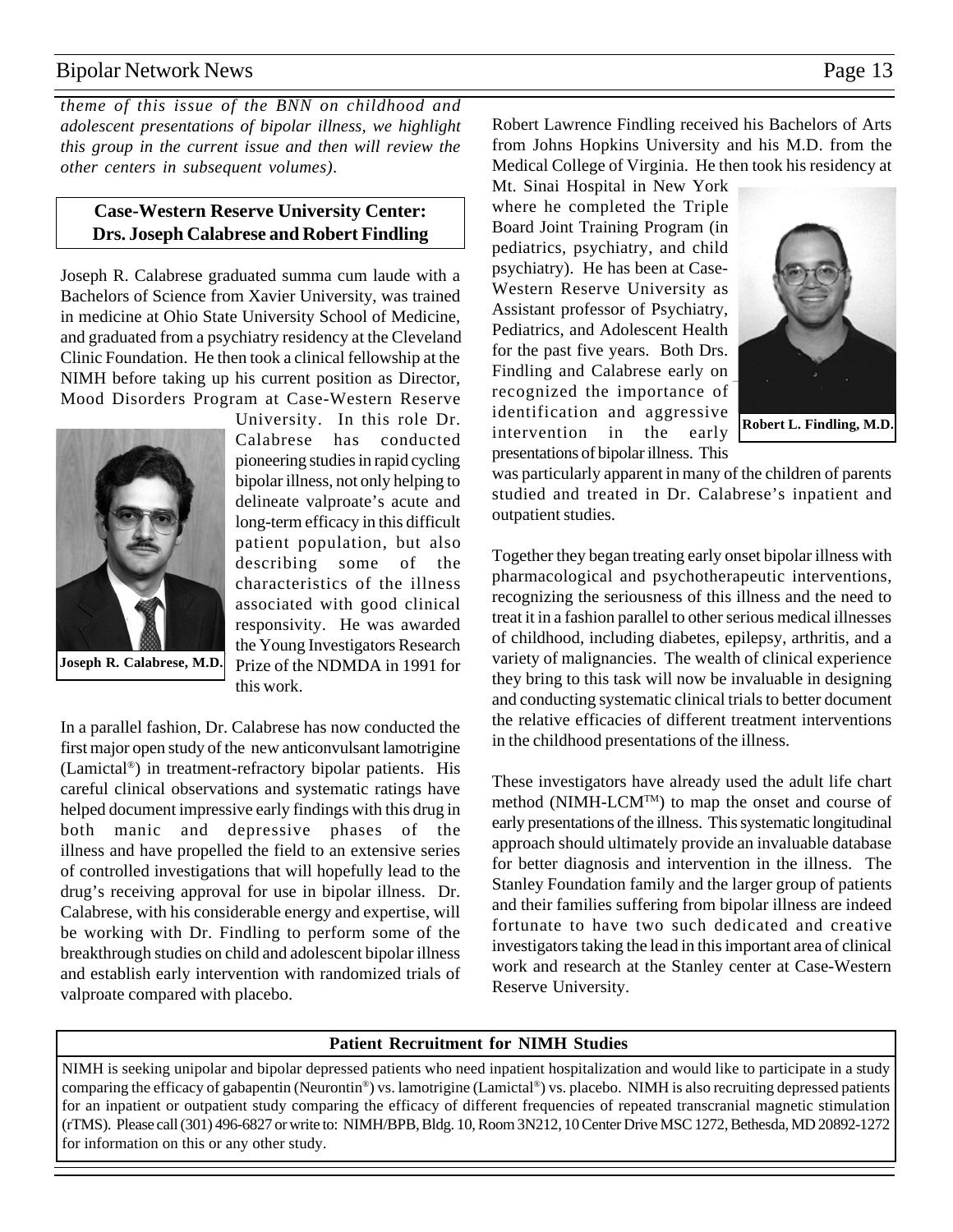*theme of this issue of the BNN on childhood and adolescent presentations of bipolar illness, we highlight this group in the current issue and then will review the other centers in subsequent volumes).*

## Case-Western Reserve University Center: Drs. Joseph Calabrese and Robert Findling

Joseph R. Calabrese graduated summa cum laude with a Bachelors of Science from Xavier University, was trained in medicine at Ohio State University School of Medicine, and graduated from a psychiatry residency at the Cleveland Clinic Foundation. He then took a clinical fellowship at the NIMH before taking up his current position as Director, Mood Disorders Program at Case-Western Reserve University. In this role Dr. Calabrese has conducted pioneering studies in rapid cycling bipolar illness, not only helping to delineate valproate's acute and long-term efficacy in this difficult patient population, but also describing some of the characteristics of the illness associated with good clinical responsivity. He was awarded the Young Investigators Research Prize of the NDMDA in 1991 for this work.

**Joseph R. Calabrese, M.D.**

In a parallel fashion, Dr. Calabrese has now conducted the first major open study of the new anticonvulsant lamotrigine (Lamictal®) in treatment-refractory bipolar patients. His careful clinical observations and systematic ratings have helped document impressive early findings with this drug in both manic and depressive phases of the illness and have propelled the field to an extensive series of controlled investigations that will hopefully lead to the drug's receiving approval for use in bipolar illness. Dr. Calabrese, with his considerable energy and expertise, will be working with Dr. Findling to perform some of the breakthrough studies on child and adolescent bipolar illness and establish early intervention with randomized trials of valproate compared with placebo.

Robert Lawrence Findling received his Bachelors of Arts from Johns Hopkins University and his M.D. from the Medical College of Virginia. He then took his residency at Mt. Sinai Hospital in New York where he completed the Triple Board Joint Training Program (in pediatrics, psychiatry, and child psychiatry). He has been at Case-Western Reserve University as Assistant professor of Psychiatry, Pediatrics, and Adolescent Health for the past five years. Both Drs. Findling and Calabrese early on recognized the importance of identification and aggressive intervention in the early presentations of bipolar illness. This was particularly apparent in many of the children of parents studied and treated in Dr. Calabrese's inpatient and outpatient studies.

**Robert L. Findling, M.D.**

Together they began treating early onset bipolar illness with pharmacological and psychotherapeutic interventions, recognizing the seriousness of this illness and the need to treat it in a fashion parallel to other serious medical illnesses of childhood, including diabetes, epilepsy, arthritis, and a variety of malignancies. The wealth of clinical experience they bring to this task will now be invaluable in designing and conducting systematic clinical trials to better document the relative efficacies of different treatment interventions in the childhood presentations of the illness.

These investigators have already used the adult life chart method (NIMH-LCM™) to map the onset and course of early presentations of the illness. This systematic longitudinal approach should ultimately provide an invaluable database for better diagnosis and intervention in the illness. The Stanley Foundation family and the larger group of patients and their families suffering from bipolar illness are indeed fortunate to have two such dedicated and creative investigators taking the lead in this important area of clinical work and research at the Stanley center at Case-Western Reserve University.

### Patient Recruitment for NIMH Studies

NIMH is seeking unipolar and bipolar depressed patients who need inpatient hospitalization and would like to participate in a study comparing the efficacy of gabapentin (Neurontin®) vs. lamotrigine (Lamictal®) vs. placebo. NIMH is also recruiting depressed patients for an inpatient or outpatient study comparing the efficacy of different frequencies of repeated transcranial magnetic stimulation (rTMS). Please call (301) 496-6827 or write to: NIMH/BPB, Bldg. 10, Room 3N212, 10 Center Drive MSC 1272, Bethesda, MD 20892-1272 for information on this or any other study.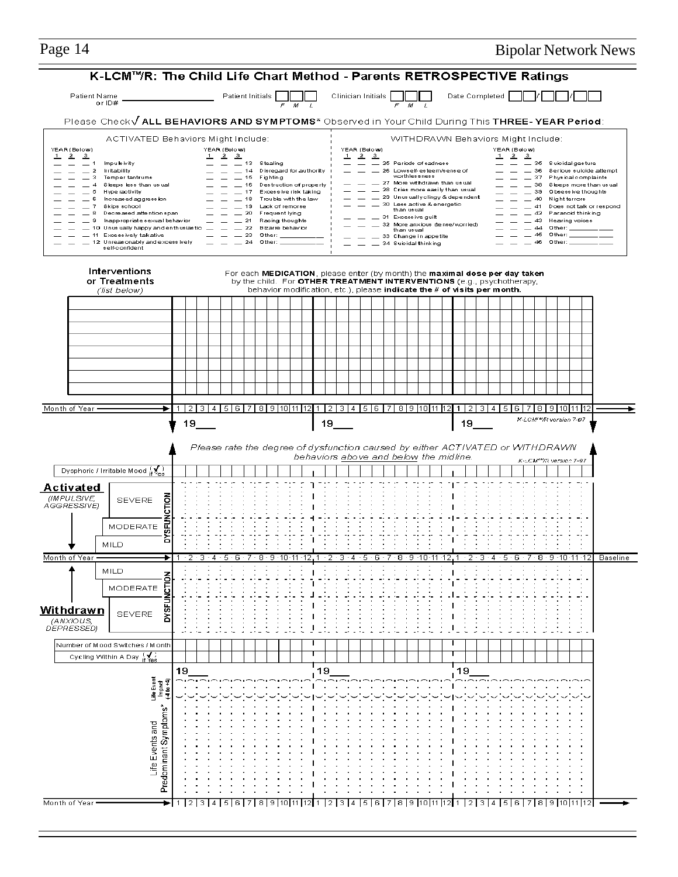# K-LCM™/R: The Child Life Chart Method - Parents RETROSPECTIVE Ratings

Patient Name or ID# ________________ Patient Initials [ ][ ][ ] (F M L) Clinician Initials [ ][ ][ ] (F M L) Date Completed [ ][ ]/[ ][ ]/[ ][ ]

Please Check √ **ALL BEHAVIORS AND SYMPTOMS*** Observed in Your Child During This **THREE- YEAR Period**:

## ACTIVATED Behaviors Might Include:

YEAR (Below) 1 2 3

- __ __ __ 1 Impulsivity
- __ __ __ 2 Irritability
- __ __ __ 3 Temper tantrums
- __ __ __ 4 Sleeps less than usual
- __ __ __ 5 Hyperactivity
- __ __ __ 6 Increased aggression
- __ __ __ 7 Skips school
- __ __ __ 8 Decreased attention span
- __ __ __ 9 Inappropriate sexual behavior
- __ __ __ 10 Unusually happy and enthusiastic
- __ __ __ 11 Excessively talkative
- __ __ __ 12 Unreasonably and excessively self-confident
- __ __ __ 13 Stealing
- __ __ __ 14 Disregard for authority
- __ __ __ 15 Fighting
- __ __ __ 16 Destruction of property
- __ __ __ 17 Excessive risk taking
- __ __ __ 18 Trouble with the law
- __ __ __ 19 Lack of remorse
- __ __ __ 20 Frequent lying
- __ __ __ 21 Racing thoughts
- __ __ __ 22 Bizarre behavior
- __ __ __ 23 Other: __________
- __ __ __ 24 Other: __________

## WITHDRAWN Behaviors Might Include:

YEAR (Below) 1 2 3

- __ __ __ 25 Periods of sadness
- __ __ __ 26 Low self-esteem/sense of worthlessness
- __ __ __ 27 More withdrawn than usual
- __ __ __ 28 Cries more easily than usual
- __ __ __ 29 Unusually clingy & dependent
- __ __ __ 30 Less active & energetic than usual
- __ __ __ 31 Excessive guilt
- __ __ __ 32 More anxious (tense/worried) than usual
- __ __ __ 33 Change in appetite
- __ __ __ 34 Suicidal thinking
- __ __ __ 35 Suicidal gesture
- __ __ __ 36 Serious suicide attempt
- __ __ __ 37 Physical complaints
- __ __ __ 38 Sleeps more than usual
- __ __ __ 39 Obsessive thoughts
- __ __ __ 40 Night terrors
- __ __ __ 41 Does not talk or respond
- __ __ __ 42 Paranoid thinking
- __ __ __ 43 Hearing voices
- __ __ __ 44 Other: __________
- __ __ __ 45 Other: __________
- __ __ __ 46 Other: __________

**Interventions or Treatments** *(list below)*

For each **MEDICATION**, please enter (by month) the **maximal dose per day taken** by the child. For **OTHER TREATMENT INTERVENTIONS** (e.g., psychotherapy, behavior modification, etc.), please **indicate the # of visits per month.**

Month of Year → 1 2 3 4 5 6 7 8 9 10 11 12 | 1 2 3 4 5 6 7 8 9 10 11 12 | 1 2 3 4 5 6 7 8 9 10 11 12

19___ 19___ 19___

K-LCM™/R version 7-97

*Please rate the degree of dysfunction caused by either ACTIVATED or WITHDRAWN behaviors above and below the midline.*

K-LCM™/R version 7-97

Dysphoric / Irritable Mood (√ if yes)

**Activated** *(IMPULSIVE, AGGRESSIVE)* — DYSFUNCTION: SEVERE / MODERATE / MILD

Month of Year → 1 2 3 4 5 6 7 8 9 10 11 12 | 1 2 3 4 5 6 7 8 9 10 11 12 | 1 2 3 4 5 6 7 8 9 10 11 12 Baseline

**Withdrawn** *(ANXIOUS, DEPRESSED)* — DYSFUNCTION: MILD / MODERATE / SEVERE

Number of Mood Switches / Month

Cycling Within A Day (√ if Yes)

19___ 19___ 19___

Life Event Impact (-4 to +4)

Life Events and Predominant Symptoms*

Month of Year → 1 2 3 4 5 6 7 8 9 10 11 12 | 1 2 3 4 5 6 7 8 9 10 11 12 | 1 2 3 4 5 6 7 8 9 10 11 12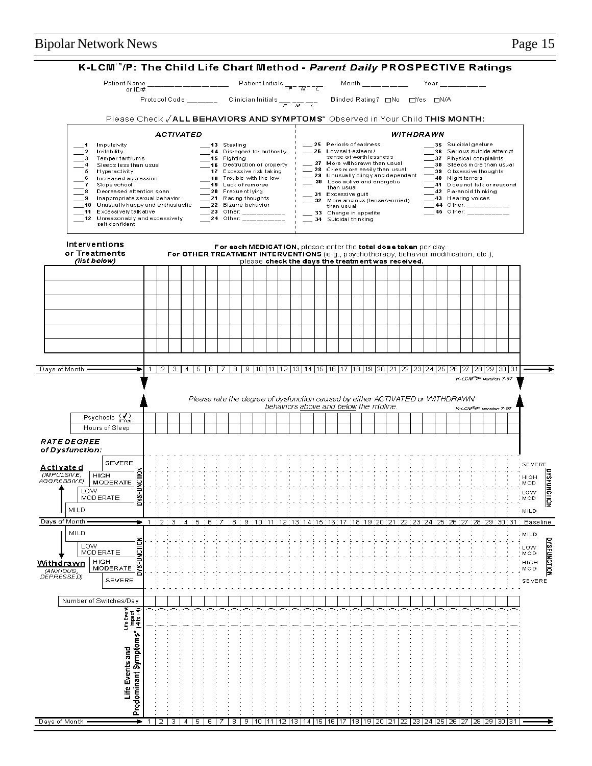# K-LCM™/P: The Child Life Chart Method - *Parent Daily* PROSPECTIVE Ratings

Patient Name or ID# ____________ Patient Initials __ __ __ (F M L) Month ________ Year ________

Protocol Code ______ Clinician Initials __ __ __ (F M L) Blinded Rating? ☐No ☐Yes ☐N/A

Please Check √ **ALL BEHAVIORS AND SYMPTOMS*** Observed in Your Child **THIS MONTH:**

| *ACTIVATED* | | *WITHDRAWN* | |
|---|---|---|---|
| ___ 1 Impulsivity | ___ 13 Stealing | ___ 25 Periods of sadness | ___ 35 Suicidal gesture |
| ___ 2 Irritability | ___ 14 Disregard for authority | ___ 26 Low self-esteem / sense of worthlessness | ___ 36 Serious suicide attempt |
| ___ 3 Temper tantrums | ___ 15 Fighting | ___ 27 More withdrawn than usual | ___ 37 Physical complaints |
| ___ 4 Sleeps less than usual | ___ 16 Destruction of property | ___ 28 Cries more easily than usual | ___ 38 Sleeps more than usual |
| ___ 5 Hyperactivity | ___ 17 Excessive risk taking | ___ 29 Unusually clingy and dependent | ___ 39 Obsessive thoughts |
| ___ 6 Increased aggression | ___ 18 Trouble with the law | ___ 30 Less active and energetic than usual | ___ 40 Night terrors |
| ___ 7 Skips school | ___ 19 Lack of remorse | ___ 31 Excessive guilt | ___ 41 Does not talk or respond |
| ___ 8 Decreased attention span | ___ 20 Frequent lying | ___ 32 More anxious (tense/worried) than usual | ___ 42 Paranoid thinking |
| ___ 9 Inappropriate sexual behavior | ___ 21 Racing thoughts | ___ 33 Change in appetite | ___ 43 Hearing voices |
| ___ 10 Unusually happy and enthusiastic | ___ 22 Bizarre behavior | ___ 34 Suicidal thinking | ___ 44 Other: ________ |
| ___ 11 Excessively talkative | ___ 23 Other: ________ | | ___ 45 Other: ________ |
| ___ 12 Unreasonably and excessively self-confident | ___ 24 Other: ________ | | |

**Interventions or Treatments** *(list below)*

**For each MEDICATION,** please enter the **total dose taken** per day.
**For OTHER TREATMENT INTERVENTIONS** (e.g., psychotherapy, behavior modification, etc.), please **check the days the treatment was received.**

| Intervention | 1 | 2 | 3 | 4 | 5 | 6 | 7 | 8 | 9 | 10 | 11 | 12 | 13 | 14 | 15 | 16 | 17 | 18 | 19 | 20 | 21 | 22 | 23 | 24 | 25 | 26 | 27 | 28 | 29 | 30 | 31 |
|---|---|---|---|---|---|---|---|---|---|---|---|---|---|---|---|---|---|---|---|---|---|---|---|---|---|---|---|---|---|---|---|
| | | | | | | | | | | | | | | | | | | | | | | | | | | | | | | | |
| | | | | | | | | | | | | | | | | | | | | | | | | | | | | | | | |
| | | | | | | | | | | | | | | | | | | | | | | | | | | | | | | | |
| | | | | | | | | | | | | | | | | | | | | | | | | | | | | | | | |
| | | | | | | | | | | | | | | | | | | | | | | | | | | | | | | | |
| | | | | | | | | | | | | | | | | | | | | | | | | | | | | | | | |

Days of Month → 1 2 3 4 5 6 7 8 9 10 11 12 13 14 15 16 17 18 19 20 21 22 23 24 25 26 27 28 29 30 31

K-LCM™/P version 7-97

*Please rate the degree of dysfunction caused by either ACTIVATED or WITHDRAWN behaviors above and below the midline.*

| | 1 | 2 | 3 | 4 | 5 | 6 | 7 | 8 | 9 | 10 | 11 | 12 | 13 | 14 | 15 | 16 | 17 | 18 | 19 | 20 | 21 | 22 | 23 | 24 | 25 | 26 | 27 | 28 | 29 | 30 | 31 |
|---|---|---|---|---|---|---|---|---|---|---|---|---|---|---|---|---|---|---|---|---|---|---|---|---|---|---|---|---|---|---|---|
| Psychosis (√ if Yes) | | | | | | | | | | | | | | | | | | | | | | | | | | | | | | | |
| Hours of Sleep | | | | | | | | | | | | | | | | | | | | | | | | | | | | | | | |

***RATE DEGREE of Dysfunction:***

**Activated** *(IMPULSIVE, AGGRESSIVE)* — DYSFUNCTION: SEVERE / HIGH MODERATE / LOW MODERATE / MILD

Days of Month → 1 2 3 4 5 6 7 8 9 10 11 12 13 14 15 16 17 18 19 20 21 22 23 24 25 26 27 28 29 30 31 Baseline

**Withdrawn** *(ANXIOUS, DEPRESSED)* — DYSFUNCTION: MILD / LOW MODERATE / HIGH MODERATE / SEVERE

Number of Switches/Day

Life Event Impact (-4 to +4)

Life Events and Predominant Symptoms*

Days of Month → 1 2 3 4 5 6 7 8 9 10 11 12 13 14 15 16 17 18 19 20 21 22 23 24 25 26 27 28 29 30 31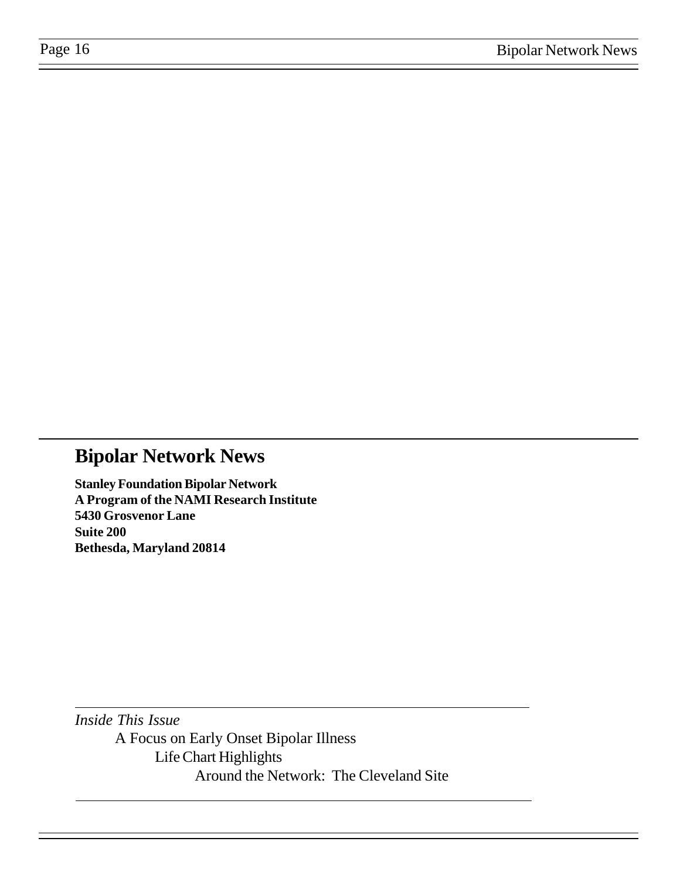## Bipolar Network News

**Stanley Foundation Bipolar Network**
**A Program of the NAMI Research Institute**
**5430 Grosvenor Lane**
**Suite 200**
**Bethesda, Maryland 20814**

*Inside This Issue*

A Focus on Early Onset Bipolar Illness

Life Chart Highlights

Around the Network: The Cleveland Site